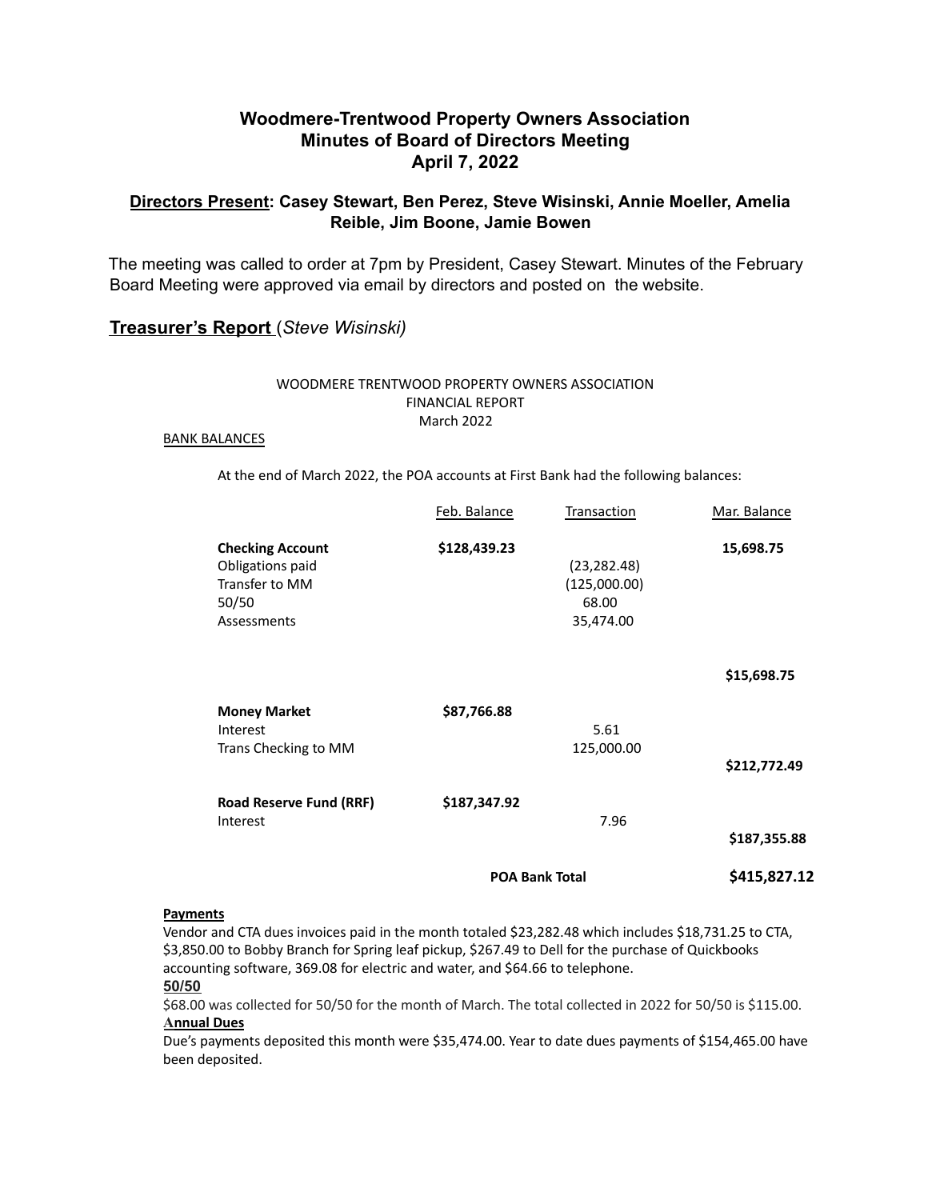# Woodmere-Trentwood Property Owners Association
## Minutes of Board of Directors Meeting
## April 7, 2022

**Directors Present: Casey Stewart, Ben Perez, Steve Wisinski, Annie Moeller, Amelia Reible, Jim Boone, Jamie Bowen**

The meeting was called to order at 7pm by President, Casey Stewart. Minutes of the February Board Meeting were approved via email by directors and posted on the website.

## Treasurer's Report (*Steve Wisinski)*

WOODMERE TRENTWOOD PROPERTY OWNERS ASSOCIATION
FINANCIAL REPORT
March 2022

BANK BALANCES

At the end of March 2022, the POA accounts at First Bank had the following balances:

| | Feb. Balance | Transaction | Mar. Balance |
|---|---|---|---|
| **Checking Account** | **$128,439.23** | | **15,698.75** |
| Obligations paid | | (23,282.48) | |
| Transfer to MM | | (125,000.00) | |
| 50/50 | | 68.00 | |
| Assessments | | 35,474.00 | |
| | | | **$15,698.75** |
| **Money Market** | **$87,766.88** | | |
| Interest | | 5.61 | |
| Trans Checking to MM | | 125,000.00 | |
| | | | **$212,772.49** |
| **Road Reserve Fund (RRF)** | **$187,347.92** | | |
| Interest | | 7.96 | |
| | | | **$187,355.88** |
| | **POA Bank Total** | | **$415,827.12** |

**Payments**

Vendor and CTA dues invoices paid in the month totaled $23,282.48 which includes $18,731.25 to CTA, $3,850.00 to Bobby Branch for Spring leaf pickup, $267.49 to Dell for the purchase of Quickbooks accounting software, 369.08 for electric and water, and $64.66 to telephone.

**50/50**

$68.00 was collected for 50/50 for the month of March. The total collected in 2022 for 50/50 is $115.00.

**Annual Dues**

Due's payments deposited this month were $35,474.00. Year to date dues payments of $154,465.00 have been deposited.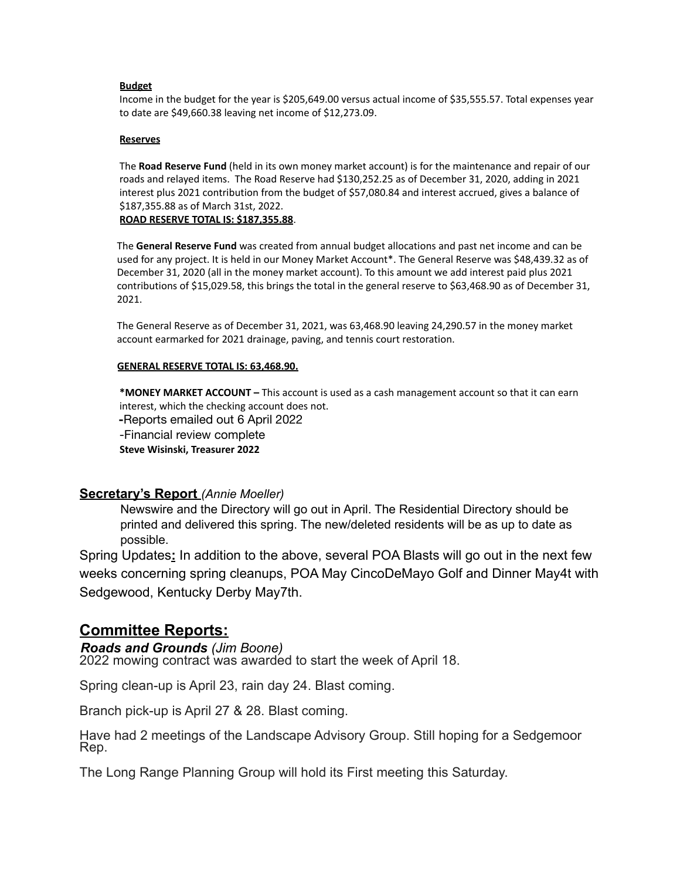**Budget**

Income in the budget for the year is $205,649.00 versus actual income of $35,555.57. Total expenses year to date are $49,660.38 leaving net income of $12,273.09.

**Reserves**

The **Road Reserve Fund** (held in its own money market account) is for the maintenance and repair of our roads and relayed items. The Road Reserve had $130,252.25 as of December 31, 2020, adding in 2021 interest plus 2021 contribution from the budget of $57,080.84 and interest accrued, gives a balance of $187,355.88 as of March 31st, 2022.

**ROAD RESERVE TOTAL IS: $187,355.88**.

The **General Reserve Fund** was created from annual budget allocations and past net income and can be used for any project. It is held in our Money Market Account*. The General Reserve was $48,439.32 as of December 31, 2020 (all in the money market account). To this amount we add interest paid plus 2021 contributions of $15,029.58, this brings the total in the general reserve to $63,468.90 as of December 31, 2021.

The General Reserve as of December 31, 2021, was 63,468.90 leaving 24,290.57 in the money market account earmarked for 2021 drainage, paving, and tennis court restoration.

**GENERAL RESERVE TOTAL IS: 63,468.90.**

***MONEY MARKET ACCOUNT –** This account is used as a cash management account so that it can earn interest, which the checking account does not.

-Reports emailed out 6 April 2022

-Financial review complete

**Steve Wisinski, Treasurer 2022**

## Secretary's Report *(Annie Moeller)*

Newswire and the Directory will go out in April. The Residential Directory should be printed and delivered this spring. The new/deleted residents will be as up to date as possible.

Spring Updates**:** In addition to the above, several POA Blasts will go out in the next few weeks concerning spring cleanups, POA May CincoDeMayo Golf and Dinner May4t with Sedgewood, Kentucky Derby May7th.

## Committee Reports:

***Roads and Grounds*** *(Jim Boone)*

2022 mowing contract was awarded to start the week of April 18.

Spring clean-up is April 23, rain day 24. Blast coming.

Branch pick-up is April 27 & 28. Blast coming.

Have had 2 meetings of the Landscape Advisory Group. Still hoping for a Sedgemoor Rep.

The Long Range Planning Group will hold its First meeting this Saturday.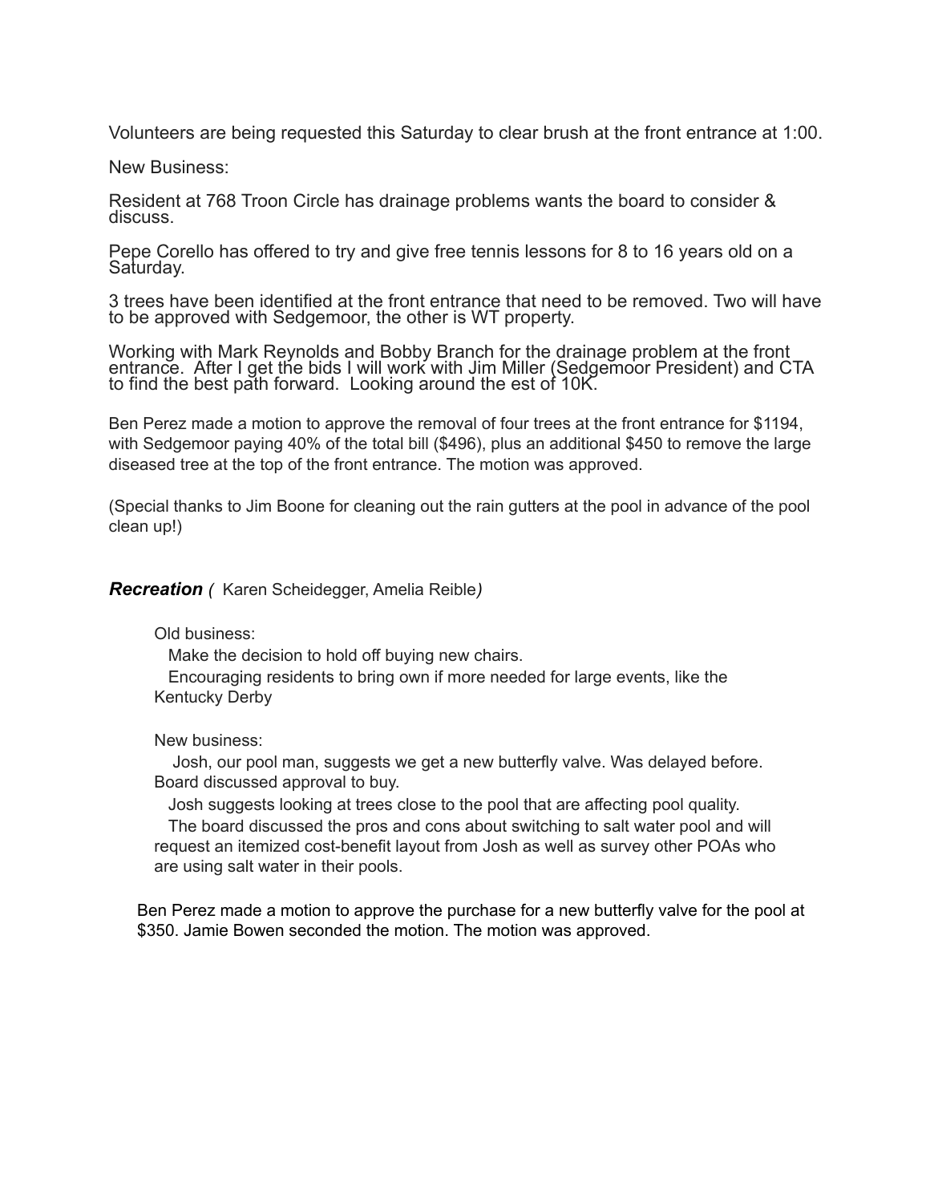Volunteers are being requested this Saturday to clear brush at the front entrance at 1:00.

New Business:

Resident at 768 Troon Circle has drainage problems wants the board to consider & discuss.

Pepe Corello has offered to try and give free tennis lessons for 8 to 16 years old on a Saturday.

3 trees have been identified at the front entrance that need to be removed. Two will have to be approved with Sedgemoor, the other is WT property.

Working with Mark Reynolds and Bobby Branch for the drainage problem at the front entrance. After I get the bids I will work with Jim Miller (Sedgemoor President) and CTA to find the best path forward. Looking around the est of 10K.

Ben Perez made a motion to approve the removal of four trees at the front entrance for $1194, with Sedgemoor paying 40% of the total bill ($496), plus an additional $450 to remove the large diseased tree at the top of the front entrance. The motion was approved.

(Special thanks to Jim Boone for cleaning out the rain gutters at the pool in advance of the pool clean up!)

***Recreation*** *(* Karen Scheidegger, Amelia Reible*)*

Old business:

Make the decision to hold off buying new chairs.

Encouraging residents to bring own if more needed for large events, like the Kentucky Derby

New business:

Josh, our pool man, suggests we get a new butterfly valve. Was delayed before. Board discussed approval to buy.

Josh suggests looking at trees close to the pool that are affecting pool quality.

The board discussed the pros and cons about switching to salt water pool and will request an itemized cost-benefit layout from Josh as well as survey other POAs who are using salt water in their pools.

Ben Perez made a motion to approve the purchase for a new butterfly valve for the pool at $350. Jamie Bowen seconded the motion. The motion was approved.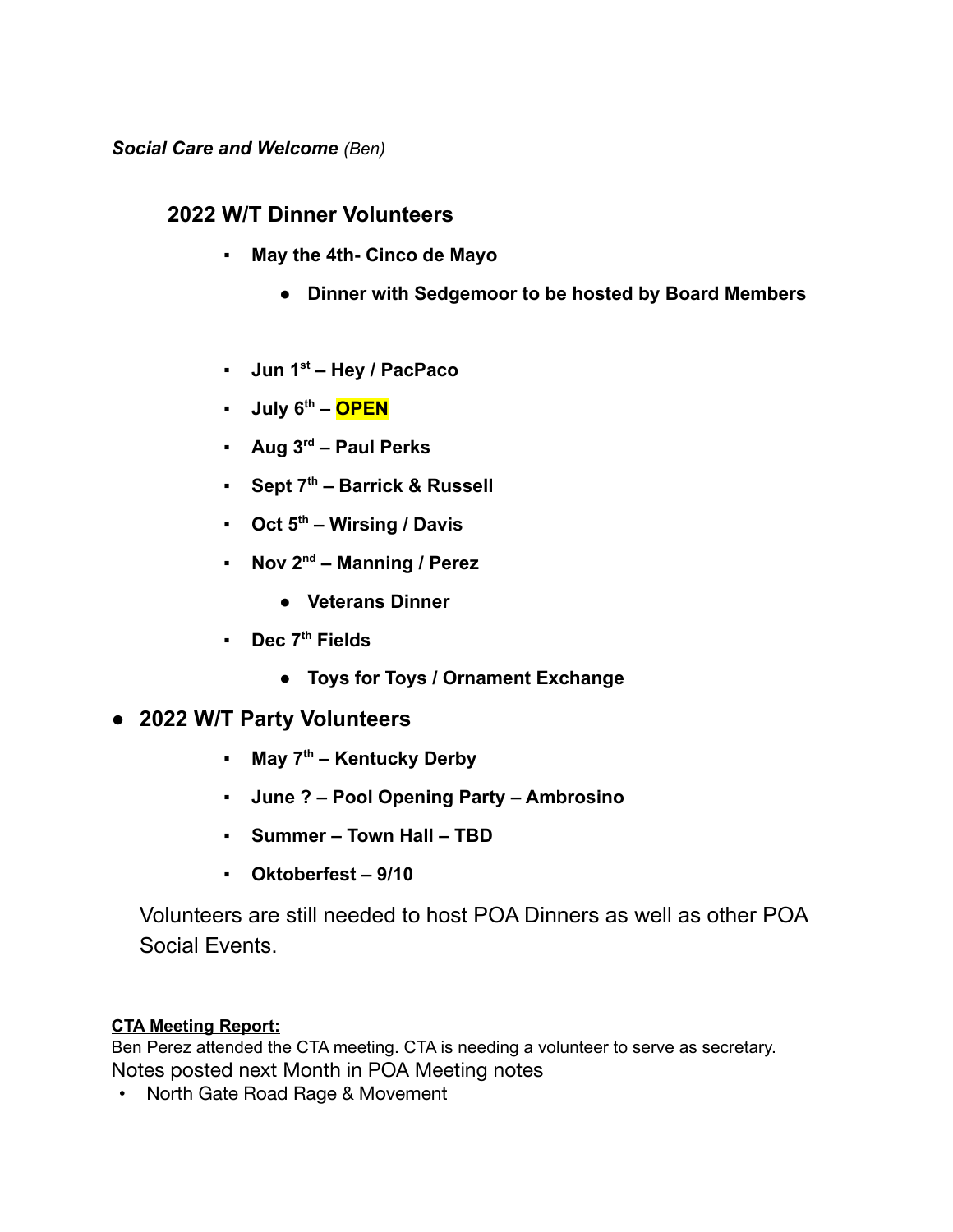***Social Care and Welcome*** *(Ben)*

## 2022 W/T Dinner Volunteers

- **May the 4th- Cinco de Mayo**
  - **Dinner with Sedgemoor to be hosted by Board Members**
- **Jun 1st – Hey / PacPaco**
- **July 6th – OPEN**
- **Aug 3rd – Paul Perks**
- **Sept 7th – Barrick & Russell**
- **Oct 5th – Wirsing / Davis**
- **Nov 2nd – Manning / Perez**
  - **Veterans Dinner**
- **Dec 7th Fields**
  - **Toys for Toys / Ornament Exchange**

- **2022 W/T Party Volunteers**
  - **May 7th – Kentucky Derby**
  - **June ? – Pool Opening Party – Ambrosino**
  - **Summer – Town Hall – TBD**
  - **Oktoberfest – 9/10**

Volunteers are still needed to host POA Dinners as well as other POA Social Events.

**CTA Meeting Report:**

Ben Perez attended the CTA meeting. CTA is needing a volunteer to serve as secretary.
Notes posted next Month in POA Meeting notes

- North Gate Road Rage & Movement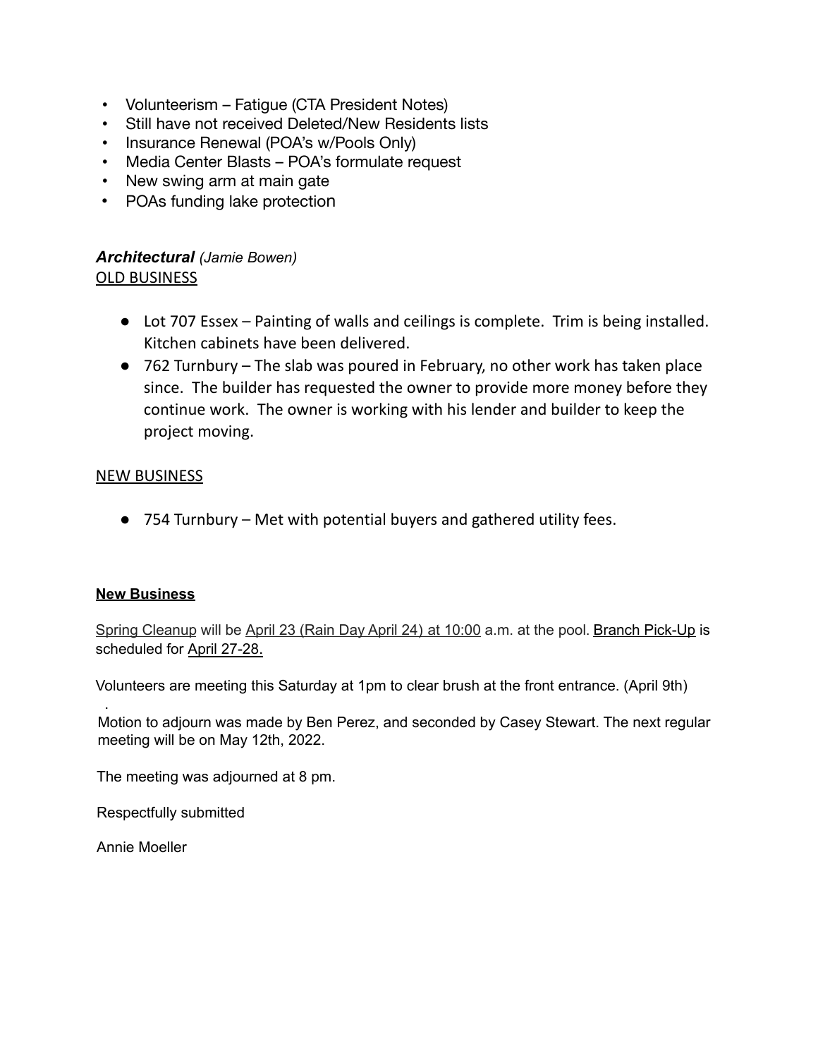- Volunteerism – Fatigue (CTA President Notes)
- Still have not received Deleted/New Residents lists
- Insurance Renewal (POA's w/Pools Only)
- Media Center Blasts – POA's formulate request
- New swing arm at main gate
- POAs funding lake protection

***Architectural*** *(Jamie Bowen)*

OLD BUSINESS

- Lot 707 Essex – Painting of walls and ceilings is complete. Trim is being installed. Kitchen cabinets have been delivered.
- 762 Turnbury – The slab was poured in February, no other work has taken place since. The builder has requested the owner to provide more money before they continue work. The owner is working with his lender and builder to keep the project moving.

NEW BUSINESS

- 754 Turnbury – Met with potential buyers and gathered utility fees.

**New Business**

Spring Cleanup will be April 23 (Rain Day April 24) at 10:00 a.m. at the pool. Branch Pick-Up is scheduled for April 27-28.

Volunteers are meeting this Saturday at 1pm to clear brush at the front entrance. (April 9th)

Motion to adjourn was made by Ben Perez, and seconded by Casey Stewart. The next regular meeting will be on May 12th, 2022.

The meeting was adjourned at 8 pm.

Respectfully submitted

Annie Moeller